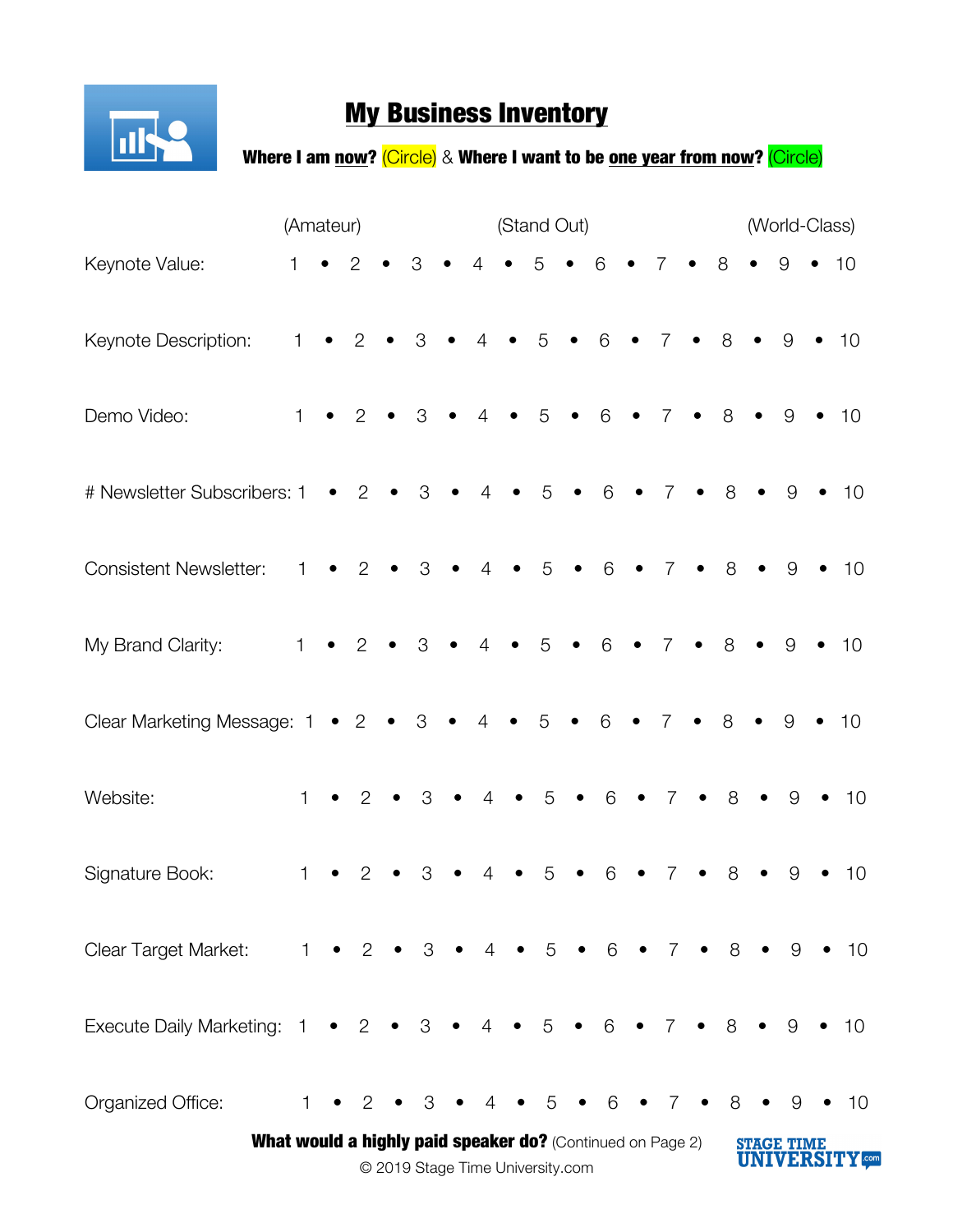# My Business Inventory

**Where I am now?** (Circle) & **Where I want to be one year from now?** (Circle)

| | (Amateur) | | | | (Stand Out) | | | | (World-Class) |
|---|---|---|---|---|---|---|---|---|---|
| Keynote Value: | 1 • | 2 • | 3 • | 4 • | 5 • | 6 • | 7 • | 8 • | 9 • 10 |
| Keynote Description: | 1 • | 2 • | 3 • | 4 • | 5 • | 6 • | 7 • | 8 • | 9 • 10 |
| Demo Video: | 1 • | 2 • | 3 • | 4 • | 5 • | 6 • | 7 • | 8 • | 9 • 10 |
| # Newsletter Subscribers: | 1 • | 2 • | 3 • | 4 • | 5 • | 6 • | 7 • | 8 • | 9 • 10 |
| Consistent Newsletter: | 1 • | 2 • | 3 • | 4 • | 5 • | 6 • | 7 • | 8 • | 9 • 10 |
| My Brand Clarity: | 1 • | 2 • | 3 • | 4 • | 5 • | 6 • | 7 • | 8 • | 9 • 10 |
| Clear Marketing Message: | 1 • | 2 • | 3 • | 4 • | 5 • | 6 • | 7 • | 8 • | 9 • 10 |
| Website: | 1 • | 2 • | 3 • | 4 • | 5 • | 6 • | 7 • | 8 • | 9 • 10 |
| Signature Book: | 1 • | 2 • | 3 • | 4 • | 5 • | 6 • | 7 • | 8 • | 9 • 10 |
| Clear Target Market: | 1 • | 2 • | 3 • | 4 • | 5 • | 6 • | 7 • | 8 • | 9 • 10 |
| Execute Daily Marketing: | 1 • | 2 • | 3 • | 4 • | 5 • | 6 • | 7 • | 8 • | 9 • 10 |
| Organized Office: | 1 • | 2 • | 3 • | 4 • | 5 • | 6 • | 7 • | 8 • | 9 • 10 |

**What would a highly paid speaker do?** (Continued on Page 2)

© 2019 Stage Time University.com

STAGE TIME UNIVERSITY.com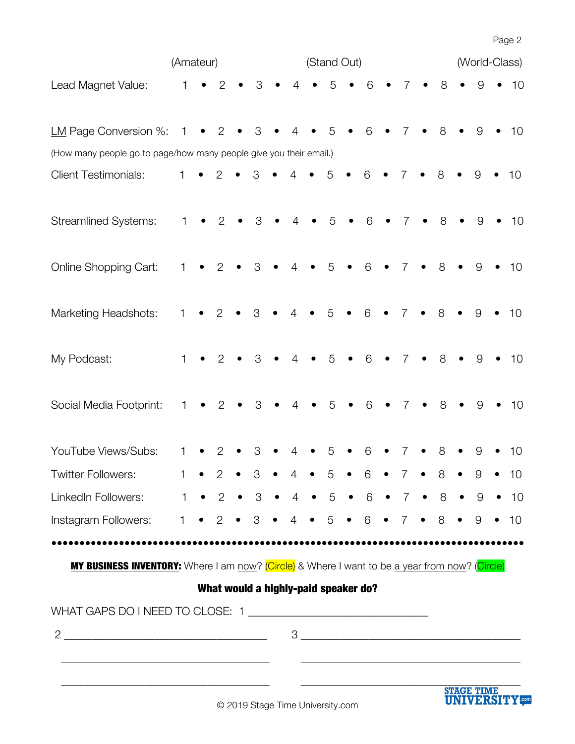| | (Amateur) | | | | (Stand Out) | | | | (World-Class) |
|---|---|---|---|---|---|---|---|---|---|
| Lead Magnet Value: | 1 • 2 • | 3 • | 4 • | 5 • | 6 • | 7 • | 8 • | 9 • | 10 |

Lead Magnet Value: 1 • 2 • 3 • 4 • 5 • 6 • 7 • 8 • 9 • 10

LM Page Conversion %: 1 • 2 • 3 • 4 • 5 • 6 • 7 • 8 • 9 • 10

(How many people go to page/how many people give you their email.)

Client Testimonials: 1 • 2 • 3 • 4 • 5 • 6 • 7 • 8 • 9 • 10

Streamlined Systems: 1 • 2 • 3 • 4 • 5 • 6 • 7 • 8 • 9 • 10

Online Shopping Cart: 1 • 2 • 3 • 4 • 5 • 6 • 7 • 8 • 9 • 10

Marketing Headshots: 1 • 2 • 3 • 4 • 5 • 6 • 7 • 8 • 9 • 10

My Podcast: 1 • 2 • 3 • 4 • 5 • 6 • 7 • 8 • 9 • 10

Social Media Footprint: 1 • 2 • 3 • 4 • 5 • 6 • 7 • 8 • 9 • 10

YouTube Views/Subs: 1 • 2 • 3 • 4 • 5 • 6 • 7 • 8 • 9 • 10

Twitter Followers: 1 • 2 • 3 • 4 • 5 • 6 • 7 • 8 • 9 • 10

LinkedIn Followers: 1 • 2 • 3 • 4 • 5 • 6 • 7 • 8 • 9 • 10

Instagram Followers: 1 • 2 • 3 • 4 • 5 • 6 • 7 • 8 • 9 • 10

---

**MY BUSINESS INVENTORY:** Where I am now? (Circle) & Where I want to be a year from now? (Circle)

**What would a highly-paid speaker do?**

WHAT GAPS DO I NEED TO CLOSE: 1 ______________________________

2 ______________________________ 3 ______________________________

______________________________ ______________________________

______________________________ ______________________________

© 2019 Stage Time University.com

STAGE TIME UNIVERSITY.com